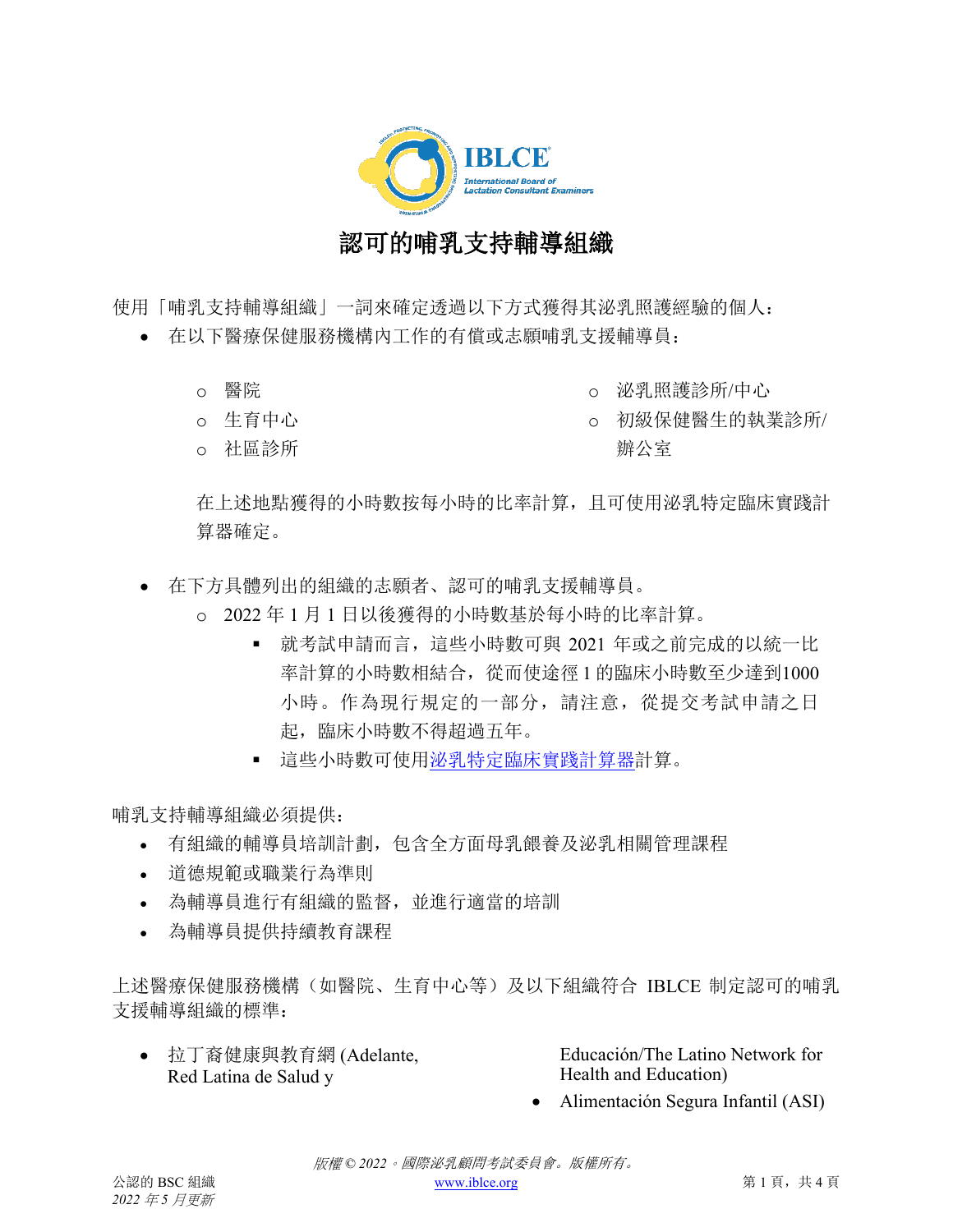# 認可的哺乳支持輔導組織

使用「哺乳支持輔導組織」一詞來確定透過以下方式獲得其泌乳照護經驗的個人：

- 在以下醫療保健服務機構內工作的有償或志願哺乳支援輔導員：
  - 醫院
  - 生育中心
  - 社區診所
  - 泌乳照護診所/中心
  - 初級保健醫生的執業診所/辦公室

  在上述地點獲得的小時數按每小時的比率計算，且可使用泌乳特定臨床實踐計算器確定。

- 在下方具體列出的組織的志願者、認可的哺乳支援輔導員。
  - 2022 年 1 月 1 日以後獲得的小時數基於每小時的比率計算。
    - 就考試申請而言，這些小時數可與 2021 年或之前完成的以統一比率計算的小時數相結合，從而使途徑 1 的臨床小時數至少達到1000 小時。作為現行規定的一部分，請注意，從提交考試申請之日起，臨床小時數不得超過五年。
    - 這些小時數可使用泌乳特定臨床實踐計算器計算。

哺乳支持輔導組織必須提供：

- 有組織的輔導員培訓計劃，包含全方面母乳餵養及泌乳相關管理課程
- 道德規範或職業行為準則
- 為輔導員進行有組織的監督，並進行適當的培訓
- 為輔導員提供持續教育課程

上述醫療保健服務機構（如醫院、生育中心等）及以下組織符合 IBLCE 制定認可的哺乳支援輔導組織的標準：

- 拉丁裔健康與教育網 (Adelante, Red Latina de Salud y Educación/The Latino Network for Health and Education)
- Alimentación Segura Infantil (ASI)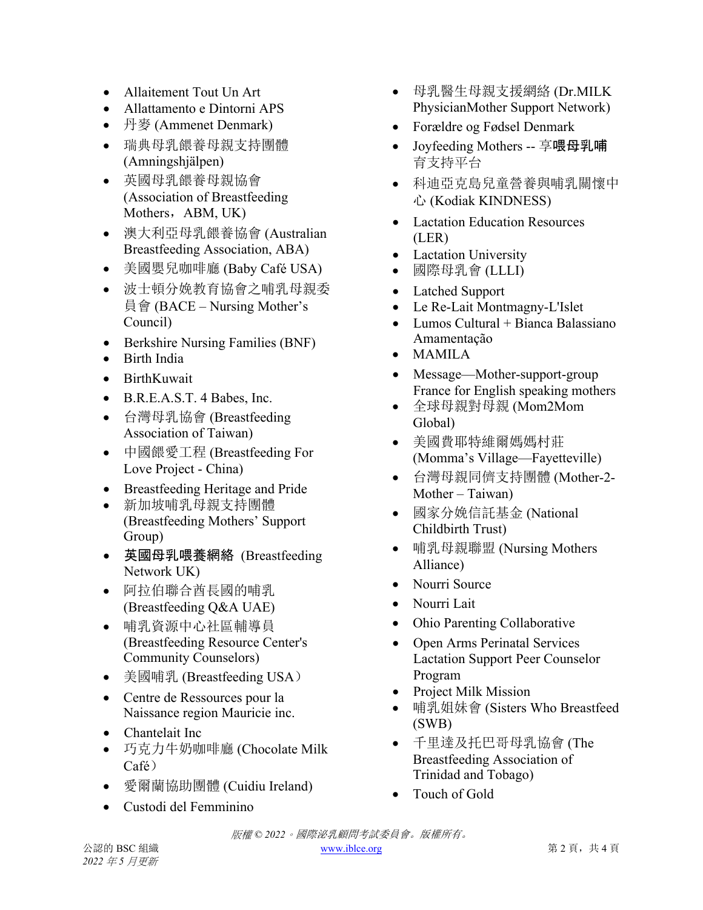- Allaitement Tout Un Art
- Allattamento e Dintorni APS
- 丹麥 (Ammenet Denmark)
- 瑞典母乳餵養母親支持團體 (Amningshjälpen)
- 英國母乳餵養母親協會 (Association of Breastfeeding Mothers，ABM, UK)
- 澳大利亞母乳餵養協會 (Australian Breastfeeding Association, ABA)
- 美國嬰兒咖啡廳 (Baby Café USA)
- 波士頓分娩教育協會之哺乳母親委員會 (BACE – Nursing Mother's Council)
- Berkshire Nursing Families (BNF)
- Birth India
- BirthKuwait
- B.R.E.A.S.T. 4 Babes, Inc.
- 台灣母乳協會 (Breastfeeding Association of Taiwan)
- 中國餵愛工程 (Breastfeeding For Love Project - China)
- Breastfeeding Heritage and Pride
- 新加坡哺乳母親支持團體 (Breastfeeding Mothers' Support Group)
- **英國母乳喂養網絡** (Breastfeeding Network UK)
- 阿拉伯聯合酋長國的哺乳 (Breastfeeding Q&A UAE)
- 哺乳資源中心社區輔導員 (Breastfeeding Resource Center's Community Counselors)
- 美國哺乳 (Breastfeeding USA）
- Centre de Ressources pour la Naissance region Mauricie inc.
- Chantelait Inc
- 巧克力牛奶咖啡廳 (Chocolate Milk Café）
- 愛爾蘭協助團體 (Cuidiu Ireland)
- Custodi del Femminino
- 母乳醫生母親支援網絡 (Dr.MILK PhysicianMother Support Network)
- Forældre og Fødsel Denmark
- Joyfeeding Mothers -- 享**喂母乳哺**育支持平台
- 科迪亞克島兒童營養與哺乳關懷中心 (Kodiak KINDNESS)
- Lactation Education Resources (LER)
- Lactation University
- 國際母乳會 (LLLI)
- Latched Support
- Le Re-Lait Montmagny-L'Islet
- Lumos Cultural + Bianca Balassiano Amamentação
- MAMILA
- Message—Mother-support-group France for English speaking mothers
- 全球母親對母親 (Mom2Mom Global)
- 美國費耶特維爾媽媽村莊 (Momma's Village—Fayetteville)
- 台灣母親同儕支持團體 (Mother-2-Mother – Taiwan)
- 國家分娩信託基金 (National Childbirth Trust)
- 哺乳母親聯盟 (Nursing Mothers Alliance)
- Nourri Source
- Nourri Lait
- Ohio Parenting Collaborative
- Open Arms Perinatal Services Lactation Support Peer Counselor Program
- Project Milk Mission
- 哺乳姐妹會 (Sisters Who Breastfeed (SWB)
- 千里達及托巴哥母乳協會 (The Breastfeeding Association of Trinidad and Tobago)
- Touch of Gold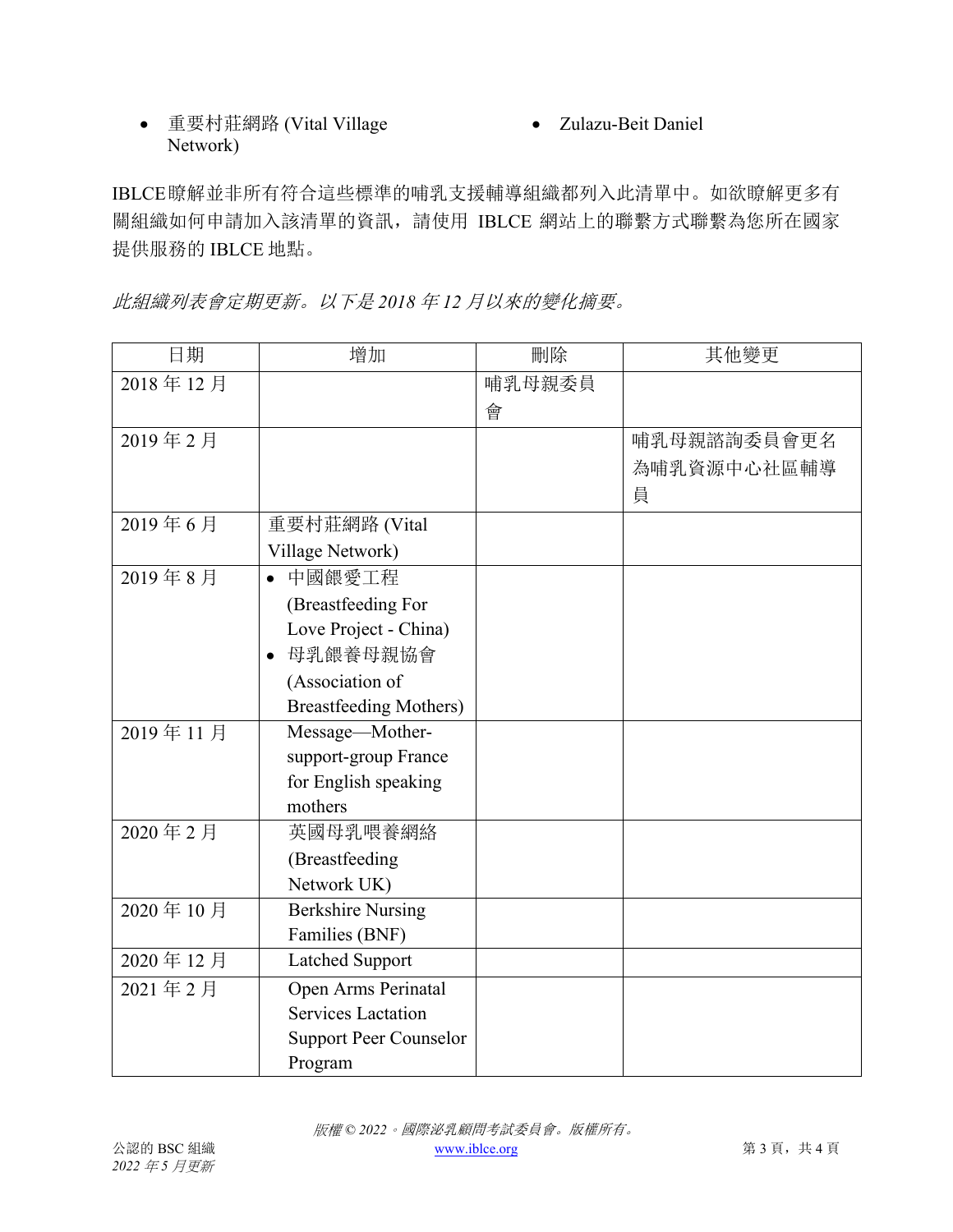- 重要村莊網路 (Vital Village Network)
- Zulazu-Beit Daniel

IBLCE瞭解並非所有符合這些標準的哺乳支援輔導組織都列入此清單中。如欲瞭解更多有關組織如何申請加入該清單的資訊，請使用 IBLCE 網站上的聯繫方式聯繫為您所在國家提供服務的 IBLCE 地點。

*此組織列表會定期更新。以下是 2018 年 12 月以來的變化摘要。*

| 日期 | 增加 | 刪除 | 其他變更 |
|---|---|---|---|
| 2018 年 12 月 | | 哺乳母親委員會 | |
| 2019 年 2 月 | | | 哺乳母親諮詢委員會更名為哺乳資源中心社區輔導員 |
| 2019 年 6 月 | 重要村莊網路 (Vital Village Network) | | |
| 2019 年 8 月 | • 中國餵愛工程 (Breastfeeding For Love Project - China)<br>• 母乳餵養母親協會 (Association of Breastfeeding Mothers) | | |
| 2019 年 11 月 | Message—Mother-support-group France for English speaking mothers | | |
| 2020 年 2 月 | 英國母乳喂養網絡 (Breastfeeding Network UK) | | |
| 2020 年 10 月 | Berkshire Nursing Families (BNF) | | |
| 2020 年 12 月 | Latched Support | | |
| 2021 年 2 月 | Open Arms Perinatal Services Lactation Support Peer Counselor Program | | |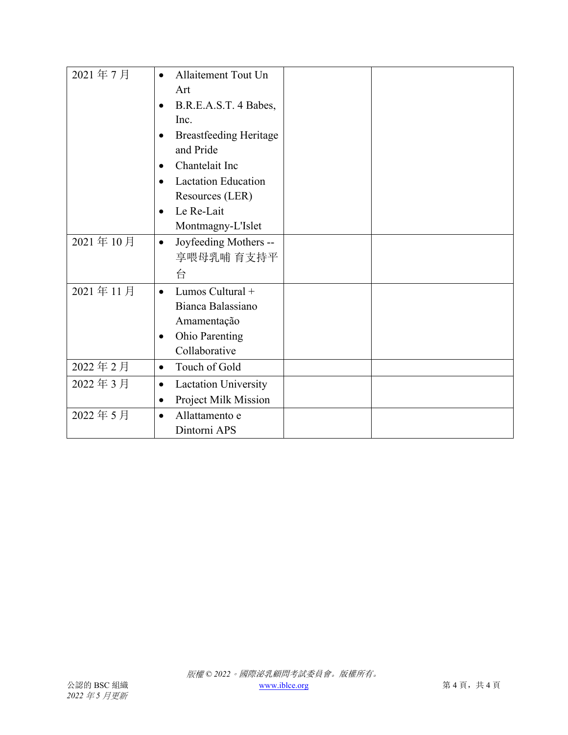| | | | |
|---|---|---|---|
| 2021 年 7 月 | • Allaitement Tout Un Art<br>• B.R.E.A.S.T. 4 Babes, Inc.<br>• Breastfeeding Heritage and Pride<br>• Chantelait Inc<br>• Lactation Education Resources (LER)<br>• Le Re-Lait Montmagny-L'Islet | | |
| 2021 年 10 月 | • Joyfeeding Mothers -- 享喂母乳哺 育支持平台 | | |
| 2021 年 11 月 | • Lumos Cultural + Bianca Balassiano Amamentação<br>• Ohio Parenting Collaborative | | |
| 2022 年 2 月 | • Touch of Gold | | |
| 2022 年 3 月 | • Lactation University<br>• Project Milk Mission | | |
| 2022 年 5 月 | • Allattamento e Dintorni APS | | |